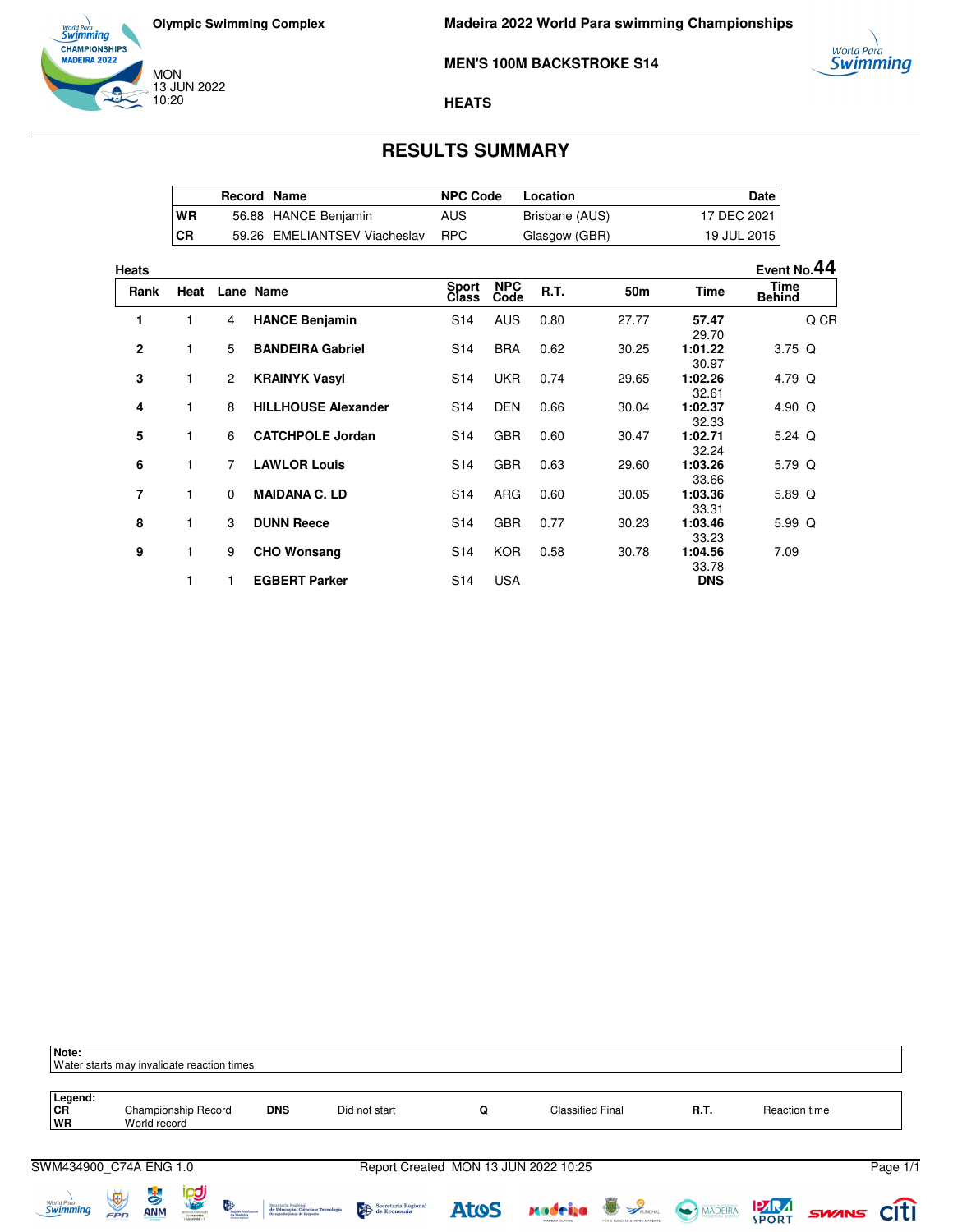Olympic Swimming Complex

MON
13 JUN 2022
10:20

# Madeira 2022 World Para swimming Championships

## MEN'S 100M BACKSTROKE S14

### HEATS

## RESULTS SUMMARY

| | Record | Name | NPC Code | Location | Date |
|---|---|---|---|---|---|
| WR | 56.88 | HANCE Benjamin | AUS | Brisbane (AUS) | 17 DEC 2021 |
| CR | 59.26 | EMELIANTSEV Viacheslav | RPC | Glasgow (GBR) | 19 JUL 2015 |

Heats — Event No. 44

| Rank | Heat | Lane | Name | Sport Class | NPC Code | R.T. | 50m | Time | Time Behind | |
|---|---|---|---|---|---|---|---|---|---|---|
| 1 | 1 | 4 | **HANCE Benjamin** | S14 | AUS | 0.80 | 27.77 | **57.47** 29.70 | | Q CR |
| 2 | 1 | 5 | **BANDEIRA Gabriel** | S14 | BRA | 0.62 | 30.25 | **1:01.22** 30.97 | 3.75 | Q |
| 3 | 1 | 2 | **KRAINYK Vasyl** | S14 | UKR | 0.74 | 29.65 | **1:02.26** 32.61 | 4.79 | Q |
| 4 | 1 | 8 | **HILLHOUSE Alexander** | S14 | DEN | 0.66 | 30.04 | **1:02.37** 32.33 | 4.90 | Q |
| 5 | 1 | 6 | **CATCHPOLE Jordan** | S14 | GBR | 0.60 | 30.47 | **1:02.71** 32.24 | 5.24 | Q |
| 6 | 1 | 7 | **LAWLOR Louis** | S14 | GBR | 0.63 | 29.60 | **1:03.26** 33.66 | 5.79 | Q |
| 7 | 1 | 0 | **MAIDANA C. LD** | S14 | ARG | 0.60 | 30.05 | **1:03.36** 33.31 | 5.89 | Q |
| 8 | 1 | 3 | **DUNN Reece** | S14 | GBR | 0.77 | 30.23 | **1:03.46** 33.23 | 5.99 | Q |
| 9 | 1 | 9 | **CHO Wonsang** | S14 | KOR | 0.58 | 30.78 | **1:04.56** 33.78 | 7.09 | |
| | 1 | 1 | **EGBERT Parker** | S14 | USA | | | **DNS** | | |

**Note:**
Water starts may invalidate reaction times

**Legend:**

| | | | | | | | |
|---|---|---|---|---|---|---|---|
| CR | Championship Record | DNS | Did not start | Q | Classified Final | R.T. | Reaction time |
| WR | World record | | | | | | |

SWM434900_C74A ENG 1.0 — Report Created MON 13 JUN 2022 10:25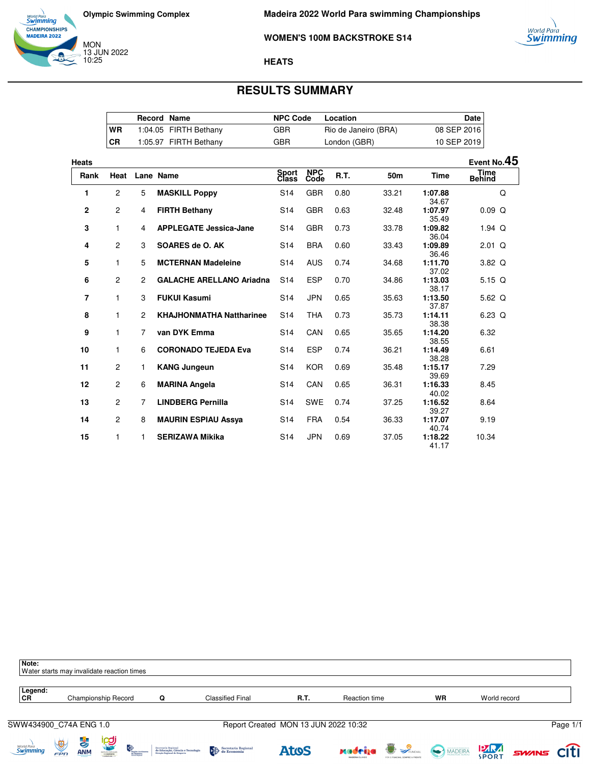Olympic Swimming Complex

MON
13 JUN 2022
10:25

**Madeira 2022 World Para swimming Championships**

**WOMEN'S 100M BACKSTROKE S14**

**HEATS**

# RESULTS SUMMARY

| | Record | Name | NPC Code | Location | Date |
|---|---|---|---|---|---|
| **WR** | 1:04.05 | FIRTH Bethany | GBR | Rio de Janeiro (BRA) | 08 SEP 2016 |
| **CR** | 1:05.97 | FIRTH Bethany | GBR | London (GBR) | 10 SEP 2019 |

**Heats** — **Event No.45**

| Rank | Heat | Lane | Name | Sport Class | NPC Code | R.T. | 50m | Time | Time Behind | |
|---|---|---|---|---|---|---|---|---|---|---|
| **1** | 2 | 5 | **MASKILL Poppy** | S14 | GBR | 0.80 | 33.21 | **1:07.88** 34.67 | | Q |
| **2** | 2 | 4 | **FIRTH Bethany** | S14 | GBR | 0.63 | 32.48 | **1:07.97** 35.49 | 0.09 | Q |
| **3** | 1 | 4 | **APPLEGATE Jessica-Jane** | S14 | GBR | 0.73 | 33.78 | **1:09.82** 36.04 | 1.94 | Q |
| **4** | 2 | 3 | **SOARES de O. AK** | S14 | BRA | 0.60 | 33.43 | **1:09.89** 36.46 | 2.01 | Q |
| **5** | 1 | 5 | **MCTERNAN Madeleine** | S14 | AUS | 0.74 | 34.68 | **1:11.70** 37.02 | 3.82 | Q |
| **6** | 2 | 2 | **GALACHE ARELLANO Ariadna** | S14 | ESP | 0.70 | 34.86 | **1:13.03** 38.17 | 5.15 | Q |
| **7** | 1 | 3 | **FUKUI Kasumi** | S14 | JPN | 0.65 | 35.63 | **1:13.50** 37.87 | 5.62 | Q |
| **8** | 1 | 2 | **KHAJHONMATHA Nattharinee** | S14 | THA | 0.73 | 35.73 | **1:14.11** 38.38 | 6.23 | Q |
| **9** | 1 | 7 | **van DYK Emma** | S14 | CAN | 0.65 | 35.65 | **1:14.20** 38.55 | 6.32 | |
| **10** | 1 | 6 | **CORONADO TEJEDA Eva** | S14 | ESP | 0.74 | 36.21 | **1:14.49** 38.28 | 6.61 | |
| **11** | 2 | 1 | **KANG Jungeun** | S14 | KOR | 0.69 | 35.48 | **1:15.17** 39.69 | 7.29 | |
| **12** | 2 | 6 | **MARINA Angela** | S14 | CAN | 0.65 | 36.31 | **1:16.33** 40.02 | 8.45 | |
| **13** | 2 | 7 | **LINDBERG Pernilla** | S14 | SWE | 0.74 | 37.25 | **1:16.52** 39.27 | 8.64 | |
| **14** | 2 | 8 | **MAURIN ESPIAU Assya** | S14 | FRA | 0.54 | 36.33 | **1:17.07** 40.74 | 9.19 | |
| **15** | 1 | 1 | **SERIZAWA Mikika** | S14 | JPN | 0.69 | 37.05 | **1:18.22** 41.17 | 10.34 | |

**Note:**
Water starts may invalidate reaction times

**Legend:**

| | | | | | | | |
|---|---|---|---|---|---|---|---|
| **CR** | Championship Record | **Q** | Classified Final | **R.T.** | Reaction time | **WR** | World record |

SWW434900_C74A ENG 1.0 — Report Created MON 13 JUN 2022 10:32